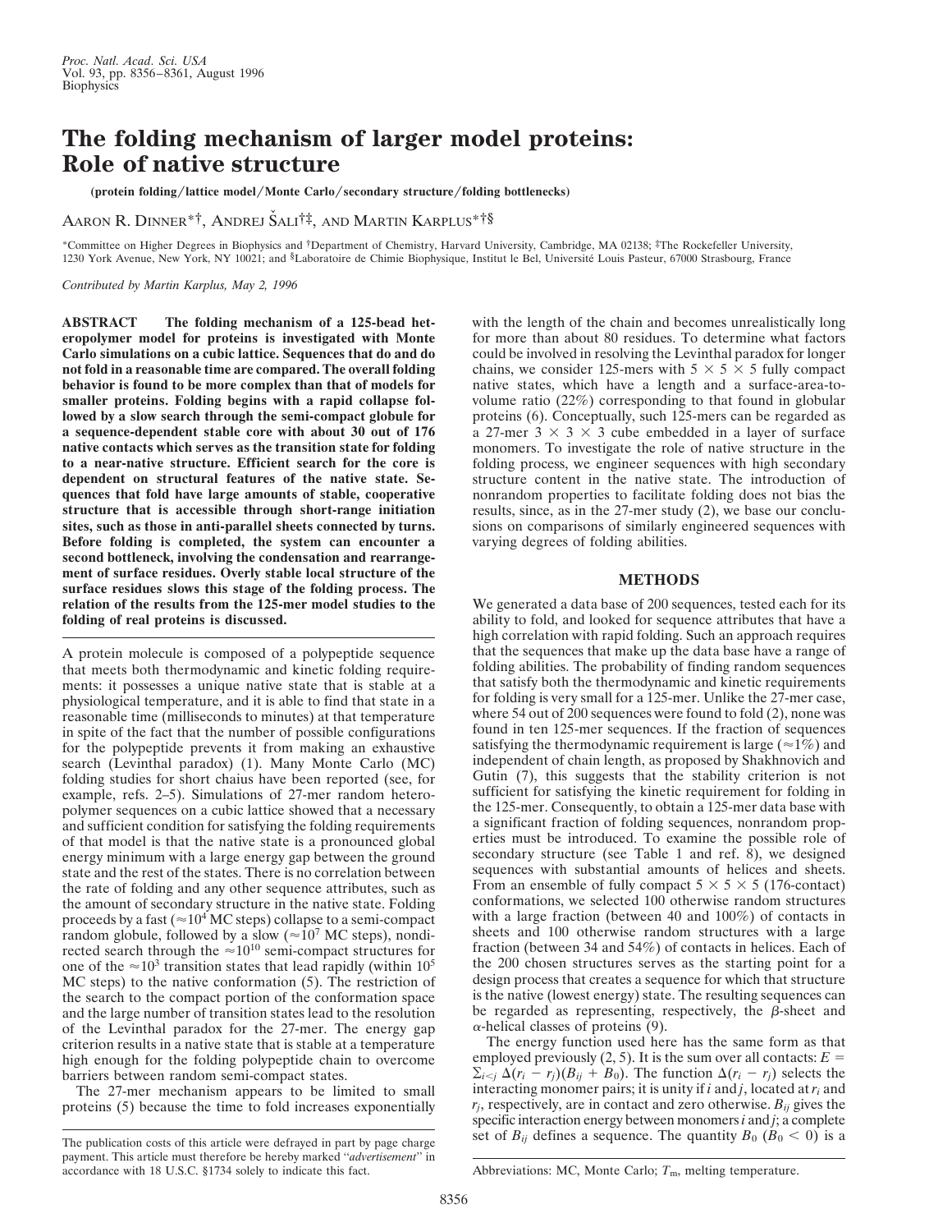# The folding mechanism of larger model proteins: Role of native structure

(protein folding/lattice model/Monte Carlo/secondary structure/folding bottlenecks)

AARON R. DINNER*†, ANDREJ ŠALI†‡, AND MARTIN KARPLUS*†§

*Committee on Higher Degrees in Biophysics and †Department of Chemistry, Harvard University, Cambridge, MA 02138; ‡The Rockefeller University, 1230 York Avenue, New York, NY 10021; and §Laboratoire de Chimie Biophysique, Institut le Bel, Université Louis Pasteur, 67000 Strasbourg, France

*Contributed by Martin Karplus, May 2, 1996*

**ABSTRACT** **The folding mechanism of a 125-bead heteropolymer model for proteins is investigated with Monte Carlo simulations on a cubic lattice. Sequences that do and do not fold in a reasonable time are compared. The overall folding behavior is found to be more complex than that of models for smaller proteins. Folding begins with a rapid collapse followed by a slow search through the semi-compact globule for a sequence-dependent stable core with about 30 out of 176 native contacts which serves as the transition state for folding to a near-native structure. Efficient search for the core is dependent on structural features of the native state. Sequences that fold have large amounts of stable, cooperative structure that is accessible through short-range initiation sites, such as those in anti-parallel sheets connected by turns. Before folding is completed, the system can encounter a second bottleneck, involving the condensation and rearrangement of surface residues. Overly stable local structure of the surface residues slows this stage of the folding process. The relation of the results from the 125-mer model studies to the folding of real proteins is discussed.**

A protein molecule is composed of a polypeptide sequence that meets both thermodynamic and kinetic folding requirements: it possesses a unique native state that is stable at a physiological temperature, and it is able to find that state in a reasonable time (milliseconds to minutes) at that temperature in spite of the fact that the number of possible configurations for the polypeptide prevents it from making an exhaustive search (Levinthal paradox) (1). Many Monte Carlo (MC) folding studies for short chaius have been reported (see, for example, refs. 2–5). Simulations of 27-mer random heteropolymer sequences on a cubic lattice showed that a necessary and sufficient condition for satisfying the folding requirements of that model is that the native state is a pronounced global energy minimum with a large energy gap between the ground state and the rest of the states. There is no correlation between the rate of folding and any other sequence attributes, such as the amount of secondary structure in the native state. Folding proceeds by a fast ($\approx 10^4$ MC steps) collapse to a semi-compact random globule, followed by a slow ($\approx 10^7$ MC steps), nondirected search through the $\approx 10^{10}$ semi-compact structures for one of the $\approx 10^3$ transition states that lead rapidly (within $10^5$ MC steps) to the native conformation (5). The restriction of the search to the compact portion of the conformation space and the large number of transition states lead to the resolution of the Levinthal paradox for the 27-mer. The energy gap criterion results in a native state that is stable at a temperature high enough for the folding polypeptide chain to overcome barriers between random semi-compact states.

The 27-mer mechanism appears to be limited to small proteins (5) because the time to fold increases exponentially with the length of the chain and becomes unrealistically long for more than about 80 residues. To determine what factors could be involved in resolving the Levinthal paradox for longer chains, we consider 125-mers with $5 \times 5 \times 5$ fully compact native states, which have a length and a surface-area-to-volume ratio (22%) corresponding to that found in globular proteins (6). Conceptually, such 125-mers can be regarded as a 27-mer $3 \times 3 \times 3$ cube embedded in a layer of surface monomers. To investigate the role of native structure in the folding process, we engineer sequences with high secondary structure content in the native state. The introduction of nonrandom properties to facilitate folding does not bias the results, since, as in the 27-mer study (2), we base our conclusions on comparisons of similarly engineered sequences with varying degrees of folding abilities.

## METHODS

We generated a data base of 200 sequences, tested each for its ability to fold, and looked for sequence attributes that have a high correlation with rapid folding. Such an approach requires that the sequences that make up the data base have a range of folding abilities. The probability of finding random sequences that satisfy both the thermodynamic and kinetic requirements for folding is very small for a 125-mer. Unlike the 27-mer case, where 54 out of 200 sequences were found to fold (2), none was found in ten 125-mer sequences. If the fraction of sequences satisfying the thermodynamic requirement is large ($\approx 1\%$) and independent of chain length, as proposed by Shakhnovich and Gutin (7), this suggests that the stability criterion is not sufficient for satisfying the kinetic requirement for folding in the 125-mer. Consequently, to obtain a 125-mer data base with a significant fraction of folding sequences, nonrandom properties must be introduced. To examine the possible role of secondary structure (see Table 1 and ref. 8), we designed sequences with substantial amounts of helices and sheets. From an ensemble of fully compact $5 \times 5 \times 5$ (176-contact) conformations, we selected 100 otherwise random structures with a large fraction (between 40 and 100%) of contacts in sheets and 100 otherwise random structures with a large fraction (between 34 and 54%) of contacts in helices. Each of the 200 chosen structures serves as the starting point for a design process that creates a sequence for which that structure is the native (lowest energy) state. The resulting sequences can be regarded as representing, respectively, the $\beta$-sheet and $\alpha$-helical classes of proteins (9).

The energy function used here has the same form as that employed previously (2, 5). It is the sum over all contacts: $E = \sum_{i<j} \Delta(r_i - r_j)(B_{ij} + B_0)$. The function $\Delta(r_i - r_j)$ selects the interacting monomer pairs; it is unity if $i$ and $j$, located at $r_i$ and $r_j$, respectively, are in contact and zero otherwise. $B_{ij}$ gives the specific interaction energy between monomers $i$ and $j$; a complete set of $B_{ij}$ defines a sequence. The quantity $B_0$ ($B_0 < 0$) is a

The publication costs of this article were defrayed in part by page charge payment. This article must therefore be hereby marked "*advertisement*" in accordance with 18 U.S.C. §1734 solely to indicate this fact.

Abbreviations: MC, Monte Carlo; $T_m$, melting temperature.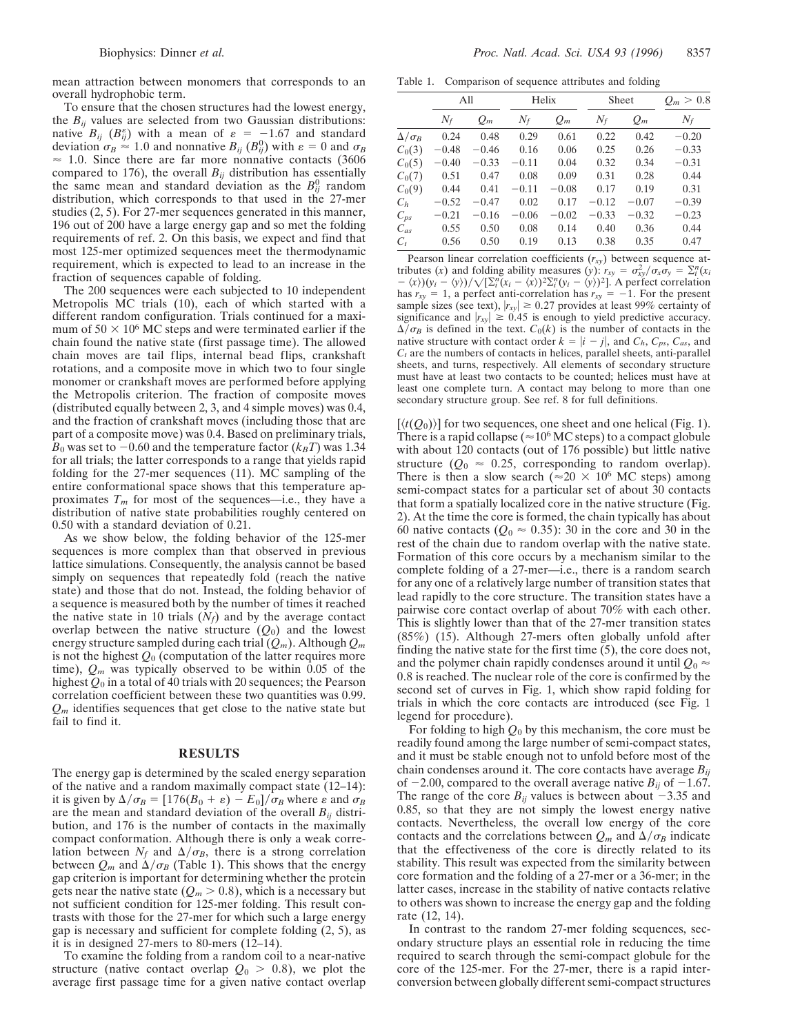mean attraction between monomers that corresponds to an overall hydrophobic term.

To ensure that the chosen structures had the lowest energy, the $B_{ij}$ values are selected from two Gaussian distributions: native $B_{ij}$ ($B_{ij}^{\varepsilon}$) with a mean of $\varepsilon = -1.67$ and standard deviation $\sigma_B \approx 1.0$ and nonnative $B_{ij}$ ($B_{ij}^{0}$) with $\varepsilon = 0$ and $\sigma_B \approx 1.0$. Since there are far more nonnative contacts (3606 compared to 176), the overall $B_{ij}$ distribution has essentially the same mean and standard deviation as the $B_{ij}^{0}$ random distribution, which corresponds to that used in the 27-mer studies (2, 5). For 27-mer sequences generated in this manner, 196 out of 200 have a large energy gap and so met the folding requirements of ref. 2. On this basis, we expect and find that most 125-mer optimized sequences meet the thermodynamic requirement, which is expected to lead to an increase in the fraction of sequences capable of folding.

The 200 sequences were each subjected to 10 independent Metropolis MC trials (10), each of which started with a different random configuration. Trials continued for a maximum of $50 \times 10^6$ MC steps and were terminated earlier if the chain found the native state (first passage time). The allowed chain moves are tail flips, internal bead flips, crankshaft rotations, and a composite move in which two to four single monomer or crankshaft moves are performed before applying the Metropolis criterion. The fraction of composite moves (distributed equally between 2, 3, and 4 simple moves) was 0.4, and the fraction of crankshaft moves (including those that are part of a composite move) was 0.4. Based on preliminary trials, $B_0$ was set to $-0.60$ and the temperature factor ($k_BT$) was 1.34 for all trials; the latter corresponds to a range that yields rapid folding for the 27-mer sequences (11). MC sampling of the entire conformational space shows that this temperature approximates $T_m$ for most of the sequences—i.e., they have a distribution of native state probabilities roughly centered on 0.50 with a standard deviation of 0.21.

As we show below, the folding behavior of the 125-mer sequences is more complex than that observed in previous lattice simulations. Consequently, the analysis cannot be based simply on sequences that repeatedly fold (reach the native state) and those that do not. Instead, the folding behavior of a sequence is measured both by the number of times it reached the native state in 10 trials ($N_f$) and by the average contact overlap between the native structure ($Q_0$) and the lowest energy structure sampled during each trial ($Q_m$). Although $Q_m$ is not the highest $Q_0$ (computation of the latter requires more time), $Q_m$ was typically observed to be within 0.05 of the highest $Q_0$ in a total of 40 trials with 20 sequences; the Pearson correlation coefficient between these two quantities was 0.99. $Q_m$ identifies sequences that get close to the native state but fail to find it.

## RESULTS

The energy gap is determined by the scaled energy separation of the native and a random maximally compact state (12–14): it is given by $\Delta/\sigma_B = [176(B_0 + \varepsilon) - E_0]/\sigma_B$ where $\varepsilon$ and $\sigma_B$ are the mean and standard deviation of the overall $B_{ij}$ distribution, and 176 is the number of contacts in the maximally compact conformation. Although there is only a weak correlation between $N_f$ and $\Delta/\sigma_B$, there is a strong correlation between $Q_m$ and $\Delta/\sigma_B$ (Table 1). This shows that the energy gap criterion is important for determining whether the protein gets near the native state ($Q_m > 0.8$), which is a necessary but not sufficient condition for 125-mer folding. This result contrasts with those for the 27-mer for which such a large energy gap is necessary and sufficient for complete folding (2, 5), as it is in designed 27-mers to 80-mers (12–14).

To examine the folding from a random coil to a near-native structure (native contact overlap $Q_0 > 0.8$), we plot the average first passage time for a given native contact overlap

Table 1. Comparison of sequence attributes and folding

| | All | | Helix | | Sheet | | $Q_m > 0.8$ |
|---|---|---|---|---|---|---|---|
| | $N_f$ | $Q_m$ | $N_f$ | $Q_m$ | $N_f$ | $Q_m$ | $N_f$ |
| $\Delta/\sigma_B$ | 0.24 | 0.48 | 0.29 | 0.61 | 0.22 | 0.42 | −0.20 |
| $C_0(3)$ | −0.48 | −0.46 | 0.16 | 0.06 | 0.25 | 0.26 | −0.33 |
| $C_0(5)$ | −0.40 | −0.33 | −0.11 | 0.04 | 0.32 | 0.34 | −0.31 |
| $C_0(7)$ | 0.51 | 0.47 | 0.08 | 0.09 | 0.31 | 0.28 | 0.44 |
| $C_0(9)$ | 0.44 | 0.41 | −0.11 | −0.08 | 0.17 | 0.19 | 0.31 |
| $C_h$ | −0.52 | −0.47 | 0.02 | 0.17 | −0.12 | −0.07 | −0.39 |
| $C_{ps}$ | −0.21 | −0.16 | −0.06 | −0.02 | −0.33 | −0.32 | −0.23 |
| $C_{as}$ | 0.55 | 0.50 | 0.08 | 0.14 | 0.40 | 0.36 | 0.44 |
| $C_t$ | 0.56 | 0.50 | 0.19 | 0.13 | 0.38 | 0.35 | 0.47 |

Pearson linear correlation coefficients ($r_{xy}$) between sequence attributes ($x$) and folding ability measures ($y$): $r_{xy} = \sigma_{xy}^2/\sigma_x\sigma_y = \Sigma_i^n(x_i - \langle x \rangle)(y_i - \langle y \rangle)/\sqrt{[\Sigma_i^n(x_i - \langle x \rangle)^2 \Sigma_i^n(y_i - \langle y \rangle)^2]}$. A perfect correlation has $r_{xy} = 1$, a perfect anti-correlation has $r_{xy} = -1$. For the present sample sizes (see text), $|r_{xy}| \geq 0.27$ provides at least 99% certainty of significance and $|r_{xy}| \geq 0.45$ is enough to yield predictive accuracy. $\Delta/\sigma_B$ is defined in the text. $C_0(k)$ is the number of contacts in the native structure with contact order $k = |i - j|$, and $C_h$, $C_{ps}$, $C_{as}$, and $C_t$ are the numbers of contacts in helices, parallel sheets, anti-parallel sheets, and turns, respectively. All elements of secondary structure must have at least two contacts to be counted; helices must have at least one complete turn. A contact may belong to more than one secondary structure group. See ref. 8 for full definitions.

$[\langle t(Q_0)\rangle]$ for two sequences, one sheet and one helical (Fig. 1). There is a rapid collapse ($\approx 10^6$ MC steps) to a compact globule with about 120 contacts (out of 176 possible) but little native structure ($Q_0 \approx 0.25$, corresponding to random overlap). There is then a slow search ($\approx 20 \times 10^6$ MC steps) among semi-compact states for a particular set of about 30 contacts that form a spatially localized core in the native structure (Fig. 2). At the time the core is formed, the chain typically has about 60 native contacts ($Q_0 \approx 0.35$): 30 in the core and 30 in the rest of the chain due to random overlap with the native state. Formation of this core occurs by a mechanism similar to the complete folding of a 27-mer—i.e., there is a random search for any one of a relatively large number of transition states that lead rapidly to the core structure. The transition states have a pairwise core contact overlap of about 70% with each other. This is slightly lower than that of the 27-mer transition states (85%) (15). Although 27-mers often globally unfold after finding the native state for the first time (5), the core does not, and the polymer chain rapidly condenses around it until $Q_0 \approx 0.8$ is reached. The nuclear role of the core is confirmed by the second set of curves in Fig. 1, which show rapid folding for trials in which the core contacts are introduced (see Fig. 1 legend for procedure).

For folding to high $Q_0$ by this mechanism, the core must be readily found among the large number of semi-compact states, and it must be stable enough not to unfold before most of the chain condenses around it. The core contacts have average $B_{ij}$ of $-2.00$, compared to the overall average native $B_{ij}$ of $-1.67$. The range of the core $B_{ij}$ values is between about $-3.35$ and 0.85, so that they are not simply the lowest energy native contacts. Nevertheless, the overall low energy of the core contacts and the correlations between $Q_m$ and $\Delta/\sigma_B$ indicate that the effectiveness of the core is directly related to its stability. This result was expected from the similarity between core formation and the folding of a 27-mer or a 36-mer; in the latter cases, increase in the stability of native contacts relative to others was shown to increase the energy gap and the folding rate (12, 14).

In contrast to the random 27-mer folding sequences, secondary structure plays an essential role in reducing the time required to search through the semi-compact globule for the core of the 125-mer. For the 27-mer, there is a rapid interconversion between globally different semi-compact structures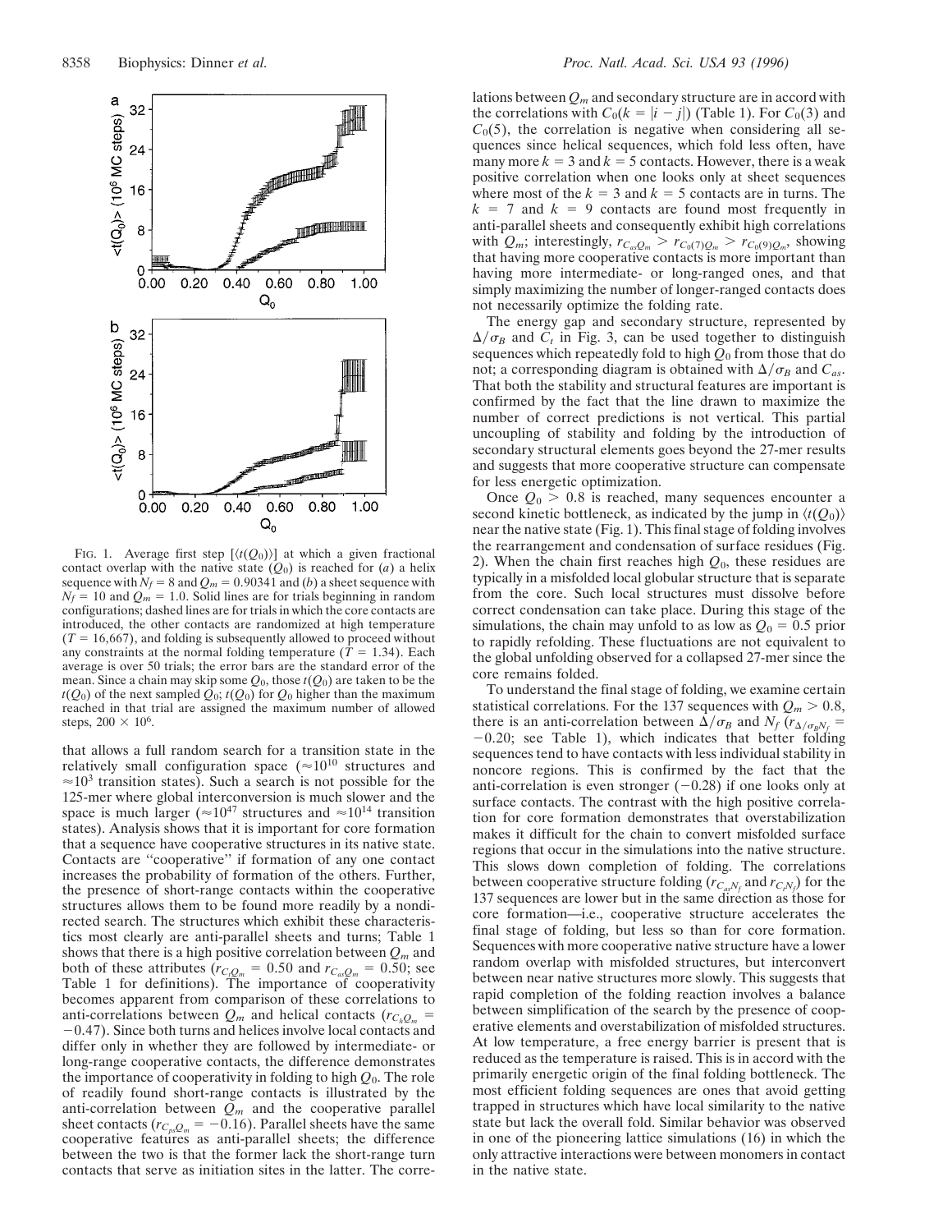FIG. 1. Average first step [$\langle t(Q_0)\rangle$] at which a given fractional contact overlap with the native state ($Q_0$) is reached for (*a*) a helix sequence with $N_f = 8$ and $Q_m = 0.90341$ and (*b*) a sheet sequence with $N_f = 10$ and $Q_m = 1.0$. Solid lines are for trials beginning in random configurations; dashed lines are for trials in which the core contacts are introduced, the other contacts are randomized at high temperature ($T = 16{,}667$), and folding is subsequently allowed to proceed without any constraints at the normal folding temperature ($T = 1.34$). Each average is over 50 trials; the error bars are the standard error of the mean. Since a chain may skip some $Q_0$, those $t(Q_0)$ are taken to be the $t(Q_0)$ of the next sampled $Q_0$; $t(Q_0)$ for $Q_0$ higher than the maximum reached in that trial are assigned the maximum number of allowed steps, $200 \times 10^6$.

that allows a full random search for a transition state in the relatively small configuration space ($\approx 10^{10}$ structures and $\approx 10^3$ transition states). Such a search is not possible for the 125-mer where global interconversion is much slower and the space is much larger ($\approx 10^{47}$ structures and $\approx 10^{14}$ transition states). Analysis shows that it is important for core formation that a sequence have cooperative structures in its native state. Contacts are "cooperative" if formation of any one contact increases the probability of formation of the others. Further, the presence of short-range contacts within the cooperative structures allows them to be found more readily by a nondirected search. The structures which exhibit these characteristics most clearly are anti-parallel sheets and turns; Table 1 shows that there is a high positive correlation between $Q_m$ and both of these attributes ($r_{C_tQ_m} = 0.50$ and $r_{C_{as}Q_m} = 0.50$; see Table 1 for definitions). The importance of cooperativity becomes apparent from comparison of these correlations to anti-correlations between $Q_m$ and helical contacts ($r_{C_hQ_m} = -0.47$). Since both turns and helices involve local contacts and differ only in whether they are followed by intermediate- or long-range cooperative contacts, the difference demonstrates the importance of cooperativity in folding to high $Q_0$. The role of readily found short-range contacts is illustrated by the anti-correlation between $Q_m$ and the cooperative parallel sheet contacts ($r_{C_{ps}Q_m} = -0.16$). Parallel sheets have the same cooperative features as anti-parallel sheets; the difference between the two is that the former lack the short-range turn contacts that serve as initiation sites in the latter. The correlations between $Q_m$ and secondary structure are in accord with the correlations with $C_0(k = |i - j|)$ (Table 1). For $C_0(3)$ and $C_0(5)$, the correlation is negative when considering all sequences since helical sequences, which fold less often, have many more $k = 3$ and $k = 5$ contacts. However, there is a weak positive correlation when one looks only at sheet sequences where most of the $k = 3$ and $k = 5$ contacts are in turns. The $k = 7$ and $k = 9$ contacts are found most frequently in anti-parallel sheets and consequently exhibit high correlations with $Q_m$; interestingly, $r_{C_{as}Q_m} > r_{C_0(7)Q_m} > r_{C_0(9)Q_m}$, showing that having more cooperative contacts is more important than having more intermediate- or long-ranged ones, and that simply maximizing the number of longer-ranged contacts does not necessarily optimize the folding rate.

The energy gap and secondary structure, represented by $\Delta/\sigma_B$ and $C_t$ in Fig. 3, can be used together to distinguish sequences which repeatedly fold to high $Q_0$ from those that do not; a corresponding diagram is obtained with $\Delta/\sigma_B$ and $C_{as}$. That both the stability and structural features are important is confirmed by the fact that the line drawn to maximize the number of correct predictions is not vertical. This partial uncoupling of stability and folding by the introduction of secondary structural elements goes beyond the 27-mer results and suggests that more cooperative structure can compensate for less energetic optimization.

Once $Q_0 > 0.8$ is reached, many sequences encounter a second kinetic bottleneck, as indicated by the jump in $\langle t(Q_0)\rangle$ near the native state (Fig. 1). This final stage of folding involves the rearrangement and condensation of surface residues (Fig. 2). When the chain first reaches high $Q_0$, these residues are typically in a misfolded local globular structure that is separate from the core. Such local structures must dissolve before correct condensation can take place. During this stage of the simulations, the chain may unfold to as low as $Q_0 = 0.5$ prior to rapidly refolding. These fluctuations are not equivalent to the global unfolding observed for a collapsed 27-mer since the core remains folded.

To understand the final stage of folding, we examine certain statistical correlations. For the 137 sequences with $Q_m > 0.8$, there is an anti-correlation between $\Delta/\sigma_B$ and $N_f$ ($r_{\Delta/\sigma_BN_f} = -0.20$; see Table 1), which indicates that better folding sequences tend to have contacts with less individual stability in noncore regions. This is confirmed by the fact that the anti-correlation is even stronger ($-0.28$) if one looks only at surface contacts. The contrast with the high positive correlation for core formation demonstrates that overstabilization makes it difficult for the chain to convert misfolded surface regions that occur in the simulations into the native structure. This slows down completion of folding. The correlations between cooperative structure folding ($r_{C_{as}N_f}$ and $r_{C_tN_f}$) for the 137 sequences are lower but in the same direction as those for core formation—i.e., cooperative structure accelerates the final stage of folding, but less so than for core formation. Sequences with more cooperative native structure have a lower random overlap with misfolded structures, but interconvert between near native structures more slowly. This suggests that rapid completion of the folding reaction involves a balance between simplification of the search by the presence of cooperative elements and overstabilization of misfolded structures. At low temperature, a free energy barrier is present that is reduced as the temperature is raised. This is in accord with the primarily energetic origin of the final folding bottleneck. The most efficient folding sequences are ones that avoid getting trapped in structures which have local similarity to the native state but lack the overall fold. Similar behavior was observed in one of the pioneering lattice simulations (16) in which the only attractive interactions were between monomers in contact in the native state.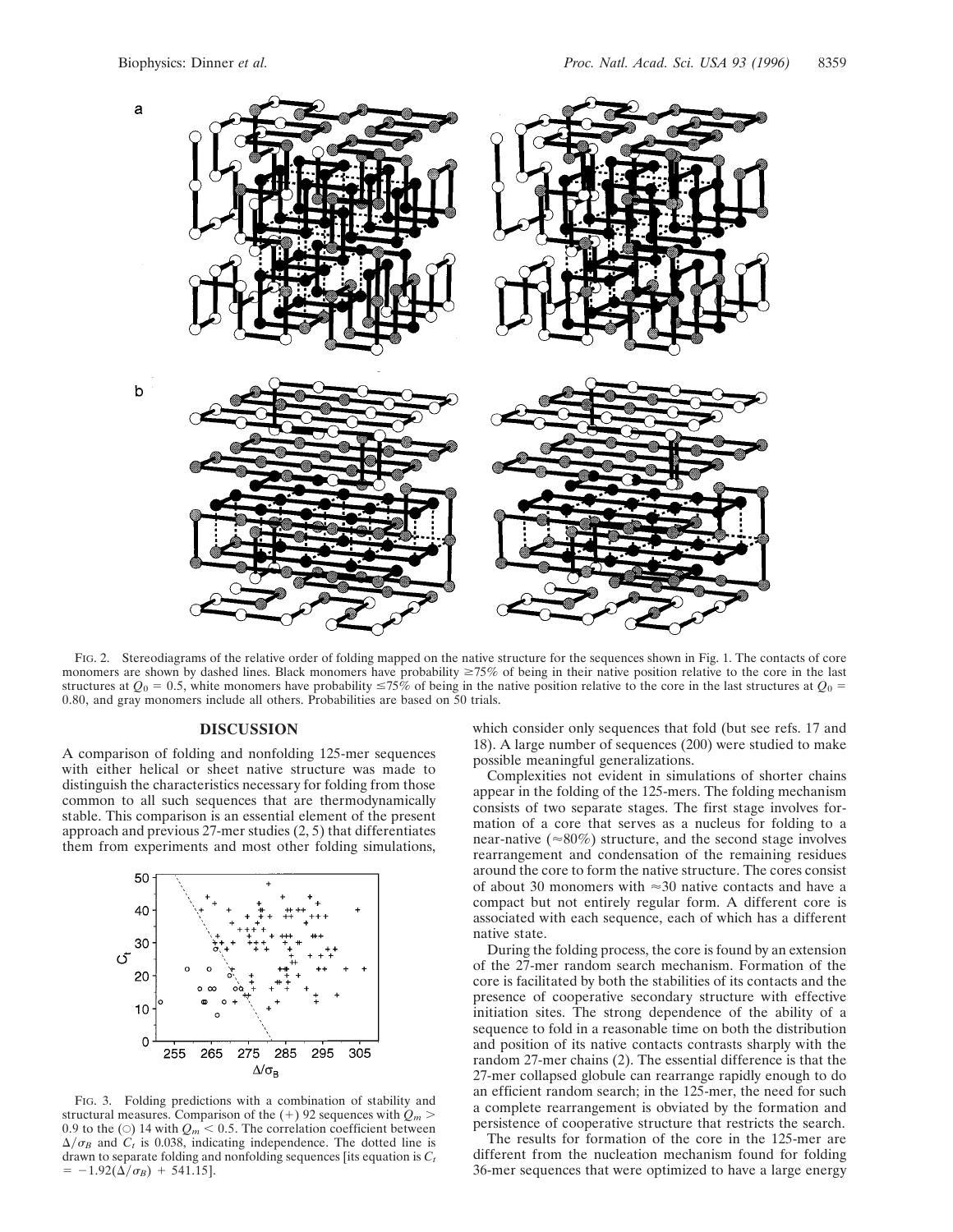FIG. 2. Stereodiagrams of the relative order of folding mapped on the native structure for the sequences shown in Fig. 1. The contacts of core monomers are shown by dashed lines. Black monomers have probability ≥75% of being in their native position relative to the core in the last structures at $Q_0 = 0.5$, white monomers have probability ≤75% of being in the native position relative to the core in the last structures at $Q_0 = 0.80$, and gray monomers include all others. Probabilities are based on 50 trials.

## DISCUSSION

A comparison of folding and nonfolding 125-mer sequences with either helical or sheet native structure was made to distinguish the characteristics necessary for folding from those common to all such sequences that are thermodynamically stable. This comparison is an essential element of the present approach and previous 27-mer studies (2, 5) that differentiates them from experiments and most other folding simulations, which consider only sequences that fold (but see refs. 17 and 18). A large number of sequences (200) were studied to make possible meaningful generalizations.

FIG. 3. Folding predictions with a combination of stability and structural measures. Comparison of the (+) 92 sequences with $Q_m > 0.9$ to the (○) 14 with $Q_m < 0.5$. The correlation coefficient between $\Delta/\sigma_B$ and $C_t$ is 0.038, indicating independence. The dotted line is drawn to separate folding and nonfolding sequences [its equation is $C_t = -1.92(\Delta/\sigma_B) + 541.15$].

Complexities not evident in simulations of shorter chains appear in the folding of the 125-mers. The folding mechanism consists of two separate stages. The first stage involves formation of a core that serves as a nucleus for folding to a near-native (≈80%) structure, and the second stage involves rearrangement and condensation of the remaining residues around the core to form the native structure. The cores consist of about 30 monomers with ≈30 native contacts and have a compact but not entirely regular form. A different core is associated with each sequence, each of which has a different native state.

During the folding process, the core is found by an extension of the 27-mer random search mechanism. Formation of the core is facilitated by both the stabilities of its contacts and the presence of cooperative secondary structure with effective initiation sites. The strong dependence of the ability of a sequence to fold in a reasonable time on both the distribution and position of its native contacts contrasts sharply with the random 27-mer chains (2). The essential difference is that the 27-mer collapsed globule can rearrange rapidly enough to do an efficient random search; in the 125-mer, the need for such a complete rearrangement is obviated by the formation and persistence of cooperative structure that restricts the search.

The results for formation of the core in the 125-mer are different from the nucleation mechanism found for folding 36-mer sequences that were optimized to have a large energy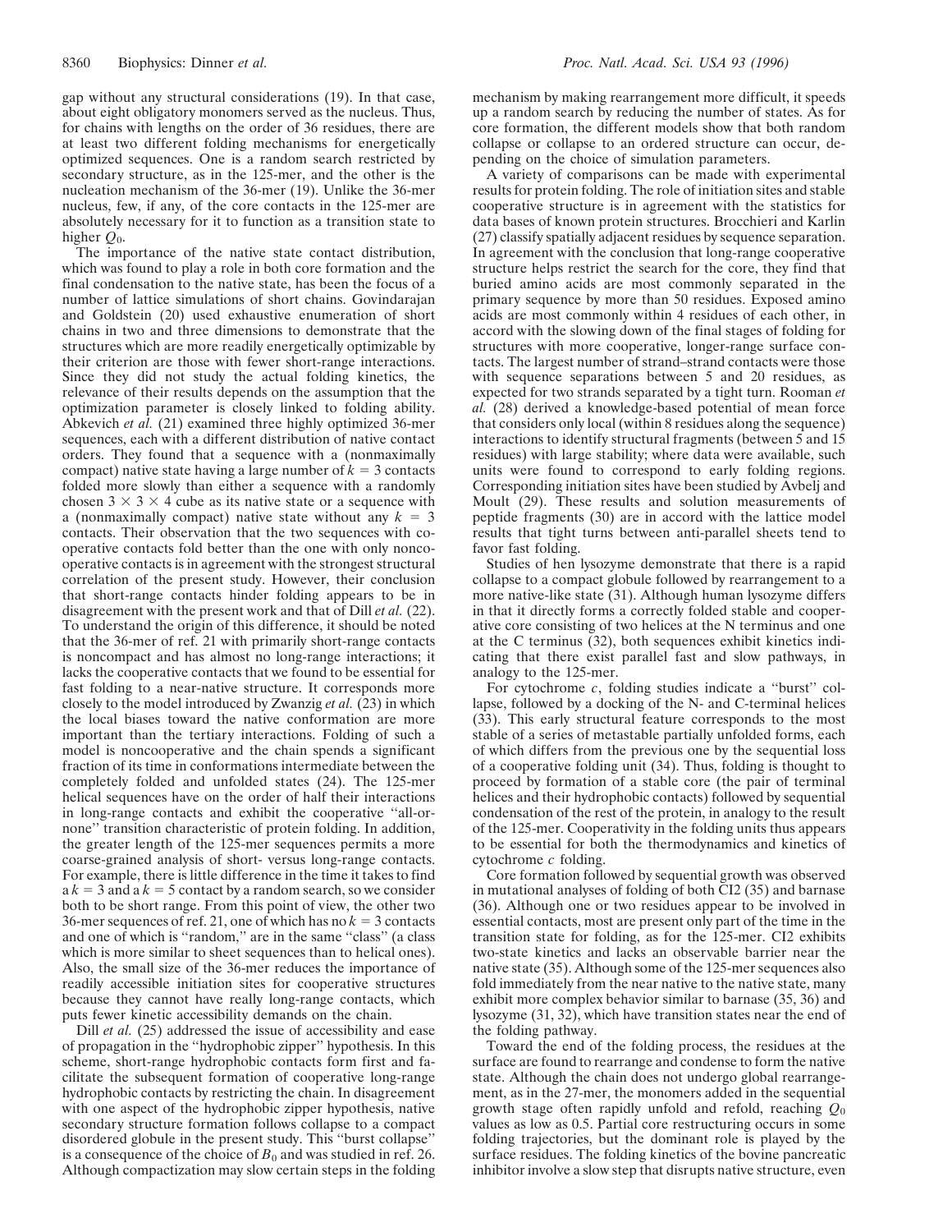gap without any structural considerations (19). In that case, about eight obligatory monomers served as the nucleus. Thus, for chains with lengths on the order of 36 residues, there are at least two different folding mechanisms for energetically optimized sequences. One is a random search restricted by secondary structure, as in the 125-mer, and the other is the nucleation mechanism of the 36-mer (19). Unlike the 36-mer nucleus, few, if any, of the core contacts in the 125-mer are absolutely necessary for it to function as a transition state to higher $Q_0$.

The importance of the native state contact distribution, which was found to play a role in both core formation and the final condensation to the native state, has been the focus of a number of lattice simulations of short chains. Govindarajan and Goldstein (20) used exhaustive enumeration of short chains in two and three dimensions to demonstrate that the structures which are more readily energetically optimizable by their criterion are those with fewer short-range interactions. Since they did not study the actual folding kinetics, the relevance of their results depends on the assumption that the optimization parameter is closely linked to folding ability. Abkevich *et al.* (21) examined three highly optimized 36-mer sequences, each with a different distribution of native contact orders. They found that a sequence with a (nonmaximally compact) native state having a large number of $k = 3$ contacts folded more slowly than either a sequence with a randomly chosen $3 \times 3 \times 4$ cube as its native state or a sequence with a (nonmaximally compact) native state without any $k = 3$ contacts. Their observation that the two sequences with cooperative contacts fold better than the one with only noncooperative contacts is in agreement with the strongest structural correlation of the present study. However, their conclusion that short-range contacts hinder folding appears to be in disagreement with the present work and that of Dill *et al.* (22). To understand the origin of this difference, it should be noted that the 36-mer of ref. 21 with primarily short-range contacts is noncompact and has almost no long-range interactions; it lacks the cooperative contacts that we found to be essential for fast folding to a near-native structure. It corresponds more closely to the model introduced by Zwanzig *et al.* (23) in which the local biases toward the native conformation are more important than the tertiary interactions. Folding of such a model is noncooperative and the chain spends a significant fraction of its time in conformations intermediate between the completely folded and unfolded states (24). The 125-mer helical sequences have on the order of half their interactions in long-range contacts and exhibit the cooperative "all-or-none" transition characteristic of protein folding. In addition, the greater length of the 125-mer sequences permits a more coarse-grained analysis of short- versus long-range contacts. For example, there is little difference in the time it takes to find a $k = 3$ and a $k = 5$ contact by a random search, so we consider both to be short range. From this point of view, the other two 36-mer sequences of ref. 21, one of which has no $k = 3$ contacts and one of which is "random," are in the same "class" (a class which is more similar to sheet sequences than to helical ones). Also, the small size of the 36-mer reduces the importance of readily accessible initiation sites for cooperative structures because they cannot have really long-range contacts, which puts fewer kinetic accessibility demands on the chain.

Dill *et al.* (25) addressed the issue of accessibility and ease of propagation in the "hydrophobic zipper" hypothesis. In this scheme, short-range hydrophobic contacts form first and facilitate the subsequent formation of cooperative long-range hydrophobic contacts by restricting the chain. In disagreement with one aspect of the hydrophobic zipper hypothesis, native secondary structure formation follows collapse to a compact disordered globule in the present study. This "burst collapse" is a consequence of the choice of $B_0$ and was studied in ref. 26. Although compactization may slow certain steps in the folding mechanism by making rearrangement more difficult, it speeds up a random search by reducing the number of states. As for core formation, the different models show that both random collapse or collapse to an ordered structure can occur, depending on the choice of simulation parameters.

A variety of comparisons can be made with experimental results for protein folding. The role of initiation sites and stable cooperative structure is in agreement with the statistics for data bases of known protein structures. Brocchieri and Karlin (27) classify spatially adjacent residues by sequence separation. In agreement with the conclusion that long-range cooperative structure helps restrict the search for the core, they find that buried amino acids are most commonly separated in the primary sequence by more than 50 residues. Exposed amino acids are most commonly within 4 residues of each other, in accord with the slowing down of the final stages of folding for structures with more cooperative, longer-range surface contacts. The largest number of strand–strand contacts were those with sequence separations between 5 and 20 residues, as expected for two strands separated by a tight turn. Rooman *et al.* (28) derived a knowledge-based potential of mean force that considers only local (within 8 residues along the sequence) interactions to identify structural fragments (between 5 and 15 residues) with large stability; where data were available, such units were found to correspond to early folding regions. Corresponding initiation sites have been studied by Avbelj and Moult (29). These results and solution measurements of peptide fragments (30) are in accord with the lattice model results that tight turns between anti-parallel sheets tend to favor fast folding.

Studies of hen lysozyme demonstrate that there is a rapid collapse to a compact globule followed by rearrangement to a more native-like state (31). Although human lysozyme differs in that it directly forms a correctly folded stable and cooperative core consisting of two helices at the N terminus and one at the C terminus (32), both sequences exhibit kinetics indicating that there exist parallel fast and slow pathways, in analogy to the 125-mer.

For cytochrome *c*, folding studies indicate a "burst" collapse, followed by a docking of the N- and C-terminal helices (33). This early structural feature corresponds to the most stable of a series of metastable partially unfolded forms, each of which differs from the previous one by the sequential loss of a cooperative folding unit (34). Thus, folding is thought to proceed by formation of a stable core (the pair of terminal helices and their hydrophobic contacts) followed by sequential condensation of the rest of the protein, in analogy to the result of the 125-mer. Cooperativity in the folding units thus appears to be essential for both the thermodynamics and kinetics of cytochrome *c* folding.

Core formation followed by sequential growth was observed in mutational analyses of folding of both CI2 (35) and barnase (36). Although one or two residues appear to be involved in essential contacts, most are present only part of the time in the transition state for folding, as for the 125-mer. CI2 exhibits two-state kinetics and lacks an observable barrier near the native state (35). Although some of the 125-mer sequences also fold immediately from the near native to the native state, many exhibit more complex behavior similar to barnase (35, 36) and lysozyme (31, 32), which have transition states near the end of the folding pathway.

Toward the end of the folding process, the residues at the surface are found to rearrange and condense to form the native state. Although the chain does not undergo global rearrangement, as in the 27-mer, the monomers added in the sequential growth stage often rapidly unfold and refold, reaching $Q_0$ values as low as 0.5. Partial core restructuring occurs in some folding trajectories, but the dominant role is played by the surface residues. The folding kinetics of the bovine pancreatic inhibitor involve a slow step that disrupts native structure, even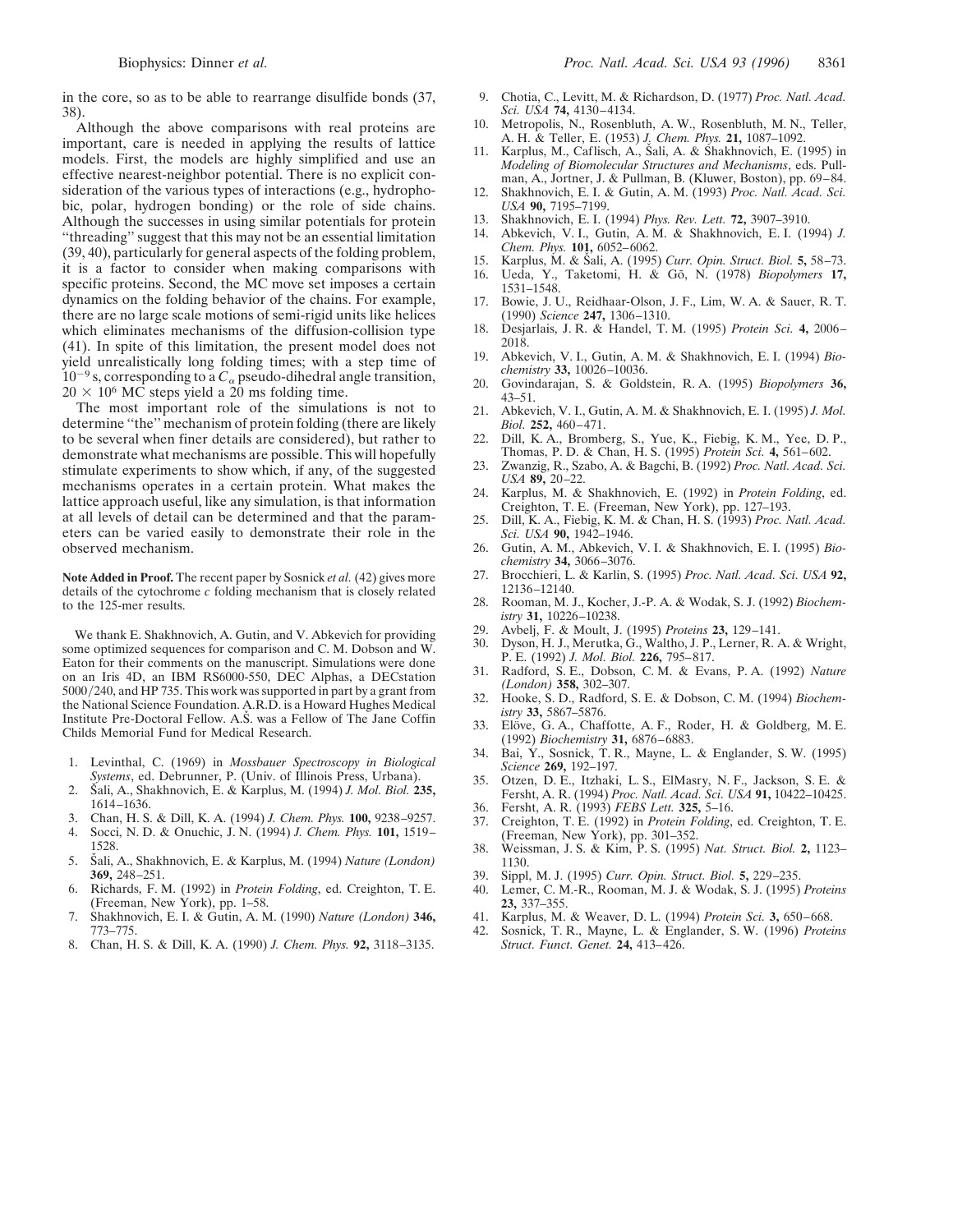in the core, so as to be able to rearrange disulfide bonds (37, 38).

Although the above comparisons with real proteins are important, care is needed in applying the results of lattice models. First, the models are highly simplified and use an effective nearest-neighbor potential. There is no explicit consideration of the various types of interactions (e.g., hydrophobic, polar, hydrogen bonding) or the role of side chains. Although the successes in using similar potentials for protein "threading" suggest that this may not be an essential limitation (39, 40), particularly for general aspects of the folding problem, it is a factor to consider when making comparisons with specific proteins. Second, the MC move set imposes a certain dynamics on the folding behavior of the chains. For example, there are no large scale motions of semi-rigid units like helices which eliminates mechanisms of the diffusion-collision type (41). In spite of this limitation, the present model does not yield unrealistically long folding times; with a step time of $10^{-9}$ s, corresponding to a $C_\alpha$ pseudo-dihedral angle transition, $20 \times 10^6$ MC steps yield a 20 ms folding time.

The most important role of the simulations is not to determine "the" mechanism of protein folding (there are likely to be several when finer details are considered), but rather to demonstrate what mechanisms are possible. This will hopefully stimulate experiments to show which, if any, of the suggested mechanisms operates in a certain protein. What makes the lattice approach useful, like any simulation, is that information at all levels of detail can be determined and that the parameters can be varied easily to demonstrate their role in the observed mechanism.

**Note Added in Proof.** The recent paper by Sosnick *et al.* (42) gives more details of the cytochrome *c* folding mechanism that is closely related to the 125-mer results.

We thank E. Shakhnovich, A. Gutin, and V. Abkevich for providing some optimized sequences for comparison and C. M. Dobson and W. Eaton for their comments on the manuscript. Simulations were done on an Iris 4D, an IBM RS6000-550, DEC Alphas, a DECstation 5000/240, and HP 735. This work was supported in part by a grant from the National Science Foundation. A.R.D. is a Howard Hughes Medical Institute Pre-Doctoral Fellow. A.Š. was a Fellow of The Jane Coffin Childs Memorial Fund for Medical Research.

1. Levinthal, C. (1969) in *Mossbauer Spectroscopy in Biological Systems*, ed. Debrunner, P. (Univ. of Illinois Press, Urbana).
2. Šali, A., Shakhnovich, E. & Karplus, M. (1994) *J. Mol. Biol.* **235,** 1614–1636.
3. Chan, H. S. & Dill, K. A. (1994) *J. Chem. Phys.* **100,** 9238–9257.
4. Socci, N. D. & Onuchic, J. N. (1994) *J. Chem. Phys.* **101,** 1519–1528.
5. Šali, A., Shakhnovich, E. & Karplus, M. (1994) *Nature (London)* **369,** 248–251.
6. Richards, F. M. (1992) in *Protein Folding*, ed. Creighton, T. E. (Freeman, New York), pp. 1–58.
7. Shakhnovich, E. I. & Gutin, A. M. (1990) *Nature (London)* **346,** 773–775.
8. Chan, H. S. & Dill, K. A. (1990) *J. Chem. Phys.* **92,** 3118–3135.
9. Chotia, C., Levitt, M. & Richardson, D. (1977) *Proc. Natl. Acad. Sci. USA* **74,** 4130–4134.
10. Metropolis, N., Rosenbluth, A. W., Rosenbluth, M. N., Teller, A. H. & Teller, E. (1953) *J. Chem. Phys.* **21,** 1087–1092.
11. Karplus, M., Caflisch, A., Šali, A. & Shakhnovich, E. (1995) in *Modeling of Biomolecular Structures and Mechanisms*, eds. Pullman, A., Jortner, J. & Pullman, B. (Kluwer, Boston), pp. 69–84.
12. Shakhnovich, E. I. & Gutin, A. M. (1993) *Proc. Natl. Acad. Sci. USA* **90,** 7195–7199.
13. Shakhnovich, E. I. (1994) *Phys. Rev. Lett.* **72,** 3907–3910.
14. Abkevich, V. I., Gutin, A. M. & Shakhnovich, E. I. (1994) *J. Chem. Phys.* **101,** 6052–6062.
15. Karplus, M. & Šali, A. (1995) *Curr. Opin. Struct. Biol.* **5,** 58–73.
16. Ueda, Y., Taketomi, H. & Gō, N. (1978) *Biopolymers* **17,** 1531–1548.
17. Bowie, J. U., Reidhaar-Olson, J. F., Lim, W. A. & Sauer, R. T. (1990) *Science* **247,** 1306–1310.
18. Desjarlais, J. R. & Handel, T. M. (1995) *Protein Sci.* **4,** 2006–2018.
19. Abkevich, V. I., Gutin, A. M. & Shakhnovich, E. I. (1994) *Biochemistry* **33,** 10026–10036.
20. Govindarajan, S. & Goldstein, R. A. (1995) *Biopolymers* **36,** 43–51.
21. Abkevich, V. I., Gutin, A. M. & Shakhnovich, E. I. (1995) *J. Mol. Biol.* **252,** 460–471.
22. Dill, K. A., Bromberg, S., Yue, K., Fiebig, K. M., Yee, D. P., Thomas, P. D. & Chan, H. S. (1995) *Protein Sci.* **4,** 561–602.
23. Zwanzig, R., Szabo, A. & Bagchi, B. (1992) *Proc. Natl. Acad. Sci. USA* **89,** 20–22.
24. Karplus, M. & Shakhnovich, E. (1992) in *Protein Folding*, ed. Creighton, T. E. (Freeman, New York), pp. 127–193.
25. Dill, K. A., Fiebig, K. M. & Chan, H. S. (1993) *Proc. Natl. Acad. Sci. USA* **90,** 1942–1946.
26. Gutin, A. M., Abkevich, V. I. & Shakhnovich, E. I. (1995) *Biochemistry* **34,** 3066–3076.
27. Brocchieri, L. & Karlin, S. (1995) *Proc. Natl. Acad. Sci. USA* **92,** 12136–12140.
28. Rooman, M. J., Kocher, J.-P. A. & Wodak, S. J. (1992) *Biochemistry* **31,** 10226–10238.
29. Avbelj, F. & Moult, J. (1995) *Proteins* **23,** 129–141.
30. Dyson, H. J., Merutka, G., Waltho, J. P., Lerner, R. A. & Wright, P. E. (1992) *J. Mol. Biol.* **226,** 795–817.
31. Radford, S. E., Dobson, C. M. & Evans, P. A. (1992) *Nature (London)* **358,** 302–307.
32. Hooke, S. D., Radford, S. E. & Dobson, C. M. (1994) *Biochemistry* **33,** 5867–5876.
33. Elöve, G. A., Chaffotte, A. F., Roder, H. & Goldberg, M. E. (1992) *Biochemistry* **31,** 6876–6883.
34. Bai, Y., Sosnick, T. R., Mayne, L. & Englander, S. W. (1995) *Science* **269,** 192–197.
35. Otzen, D. E., Itzhaki, L. S., ElMasry, N. F., Jackson, S. E. & Fersht, A. R. (1994) *Proc. Natl. Acad. Sci. USA* **91,** 10422–10425.
36. Fersht, A. R. (1993) *FEBS Lett.* **325,** 5–16.
37. Creighton, T. E. (1992) in *Protein Folding*, ed. Creighton, T. E. (Freeman, New York), pp. 301–352.
38. Weissman, J. S. & Kim, P. S. (1995) *Nat. Struct. Biol.* **2,** 1123–1130.
39. Sippl, M. J. (1995) *Curr. Opin. Struct. Biol.* **5,** 229–235.
40. Lemer, C. M.-R., Rooman, M. J. & Wodak, S. J. (1995) *Proteins* **23,** 337–355.
41. Karplus, M. & Weaver, D. L. (1994) *Protein Sci.* **3,** 650–668.
42. Sosnick, T. R., Mayne, L. & Englander, S. W. (1996) *Proteins Struct. Funct. Genet.* **24,** 413–426.